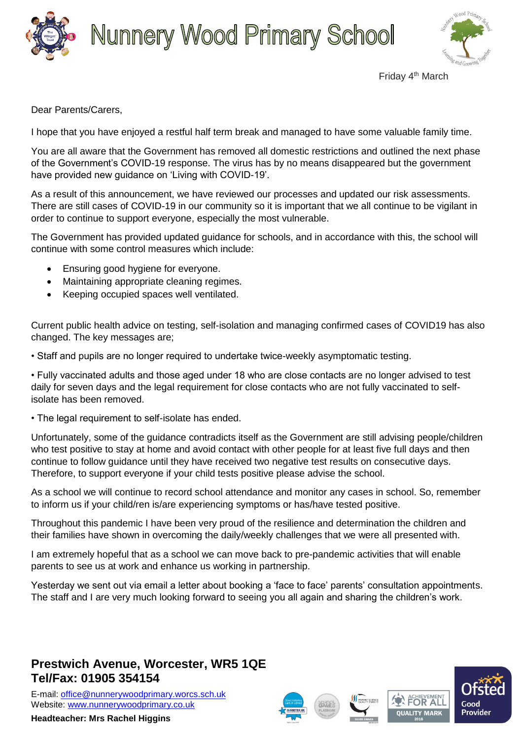# Nunnery Wood Primary School

Friday 4th March

Dear Parents/Carers,

I hope that you have enjoyed a restful half term break and managed to have some valuable family time.

You are all aware that the Government has removed all domestic restrictions and outlined the next phase of the Government's COVID-19 response. The virus has by no means disappeared but the government have provided new guidance on 'Living with COVID-19'.

As a result of this announcement, we have reviewed our processes and updated our risk assessments. There are still cases of COVID-19 in our community so it is important that we all continue to be vigilant in order to continue to support everyone, especially the most vulnerable.

The Government has provided updated guidance for schools, and in accordance with this, the school will continue with some control measures which include:

- Ensuring good hygiene for everyone.
- Maintaining appropriate cleaning regimes.
- Keeping occupied spaces well ventilated.

Current public health advice on testing, self-isolation and managing confirmed cases of COVID19 has also changed. The key messages are;

- Staff and pupils are no longer required to undertake twice-weekly asymptomatic testing.
- Fully vaccinated adults and those aged under 18 who are close contacts are no longer advised to test daily for seven days and the legal requirement for close contacts who are not fully vaccinated to self-isolate has been removed.
- The legal requirement to self-isolate has ended.

Unfortunately, some of the guidance contradicts itself as the Government are still advising people/children who test positive to stay at home and avoid contact with other people for at least five full days and then continue to follow guidance until they have received two negative test results on consecutive days. Therefore, to support everyone if your child tests positive please advise the school.

As a school we will continue to record school attendance and monitor any cases in school. So, remember to inform us if your child/ren is/are experiencing symptoms or has/have tested positive.

Throughout this pandemic I have been very proud of the resilience and determination the children and their families have shown in overcoming the daily/weekly challenges that we were all presented with.

I am extremely hopeful that as a school we can move back to pre-pandemic activities that will enable parents to see us at work and enhance us working in partnership.

Yesterday we sent out via email a letter about booking a 'face to face' parents' consultation appointments. The staff and I are very much looking forward to seeing you all again and sharing the children's work.

**Prestwich Avenue, Worcester, WR5 1QE**
**Tel/Fax: 01905 354154**

E-mail: office@nunnerywoodprimary.worcs.sch.uk
Website: www.nunnerywoodprimary.co.uk

**Headteacher: Mrs Rachel Higgins**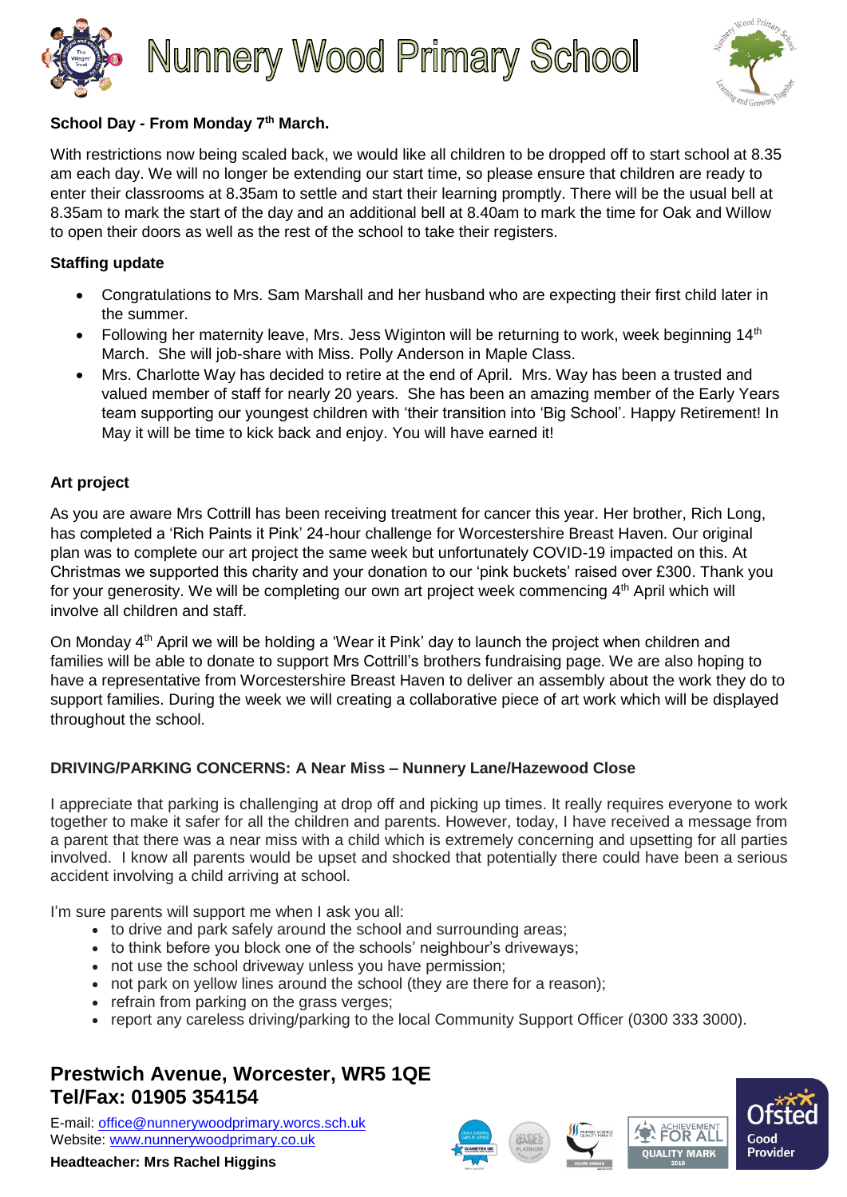# Nunnery Wood Primary School

**School Day - From Monday 7th March.**

With restrictions now being scaled back, we would like all children to be dropped off to start school at 8.35 am each day. We will no longer be extending our start time, so please ensure that children are ready to enter their classrooms at 8.35am to settle and start their learning promptly. There will be the usual bell at 8.35am to mark the start of the day and an additional bell at 8.40am to mark the time for Oak and Willow to open their doors as well as the rest of the school to take their registers.

**Staffing update**

- Congratulations to Mrs. Sam Marshall and her husband who are expecting their first child later in the summer.
- Following her maternity leave, Mrs. Jess Wiginton will be returning to work, week beginning 14th March. She will job-share with Miss. Polly Anderson in Maple Class.
- Mrs. Charlotte Way has decided to retire at the end of April. Mrs. Way has been a trusted and valued member of staff for nearly 20 years. She has been an amazing member of the Early Years team supporting our youngest children with 'their transition into 'Big School'. Happy Retirement! In May it will be time to kick back and enjoy. You will have earned it!

**Art project**

As you are aware Mrs Cottrill has been receiving treatment for cancer this year. Her brother, Rich Long, has completed a 'Rich Paints it Pink' 24-hour challenge for Worcestershire Breast Haven. Our original plan was to complete our art project the same week but unfortunately COVID-19 impacted on this. At Christmas we supported this charity and your donation to our 'pink buckets' raised over £300. Thank you for your generosity. We will be completing our own art project week commencing 4th April which will involve all children and staff.

On Monday 4th April we will be holding a 'Wear it Pink' day to launch the project when children and families will be able to donate to support Mrs Cottrill's brothers fundraising page. We are also hoping to have a representative from Worcestershire Breast Haven to deliver an assembly about the work they do to support families. During the week we will creating a collaborative piece of art work which will be displayed throughout the school.

**DRIVING/PARKING CONCERNS: A Near Miss – Nunnery Lane/Hazewood Close**

I appreciate that parking is challenging at drop off and picking up times. It really requires everyone to work together to make it safer for all the children and parents. However, today, I have received a message from a parent that there was a near miss with a child which is extremely concerning and upsetting for all parties involved. I know all parents would be upset and shocked that potentially there could have been a serious accident involving a child arriving at school.

I'm sure parents will support me when I ask you all:

- to drive and park safely around the school and surrounding areas;
- to think before you block one of the schools' neighbour's driveways;
- not use the school driveway unless you have permission;
- not park on yellow lines around the school (they are there for a reason);
- refrain from parking on the grass verges;
- report any careless driving/parking to the local Community Support Officer (0300 333 3000).

**Prestwich Avenue, Worcester, WR5 1QE**
**Tel/Fax: 01905 354154**

E-mail: office@nunnerywoodprimary.worcs.sch.uk
Website: www.nunnerywoodprimary.co.uk

**Headteacher: Mrs Rachel Higgins**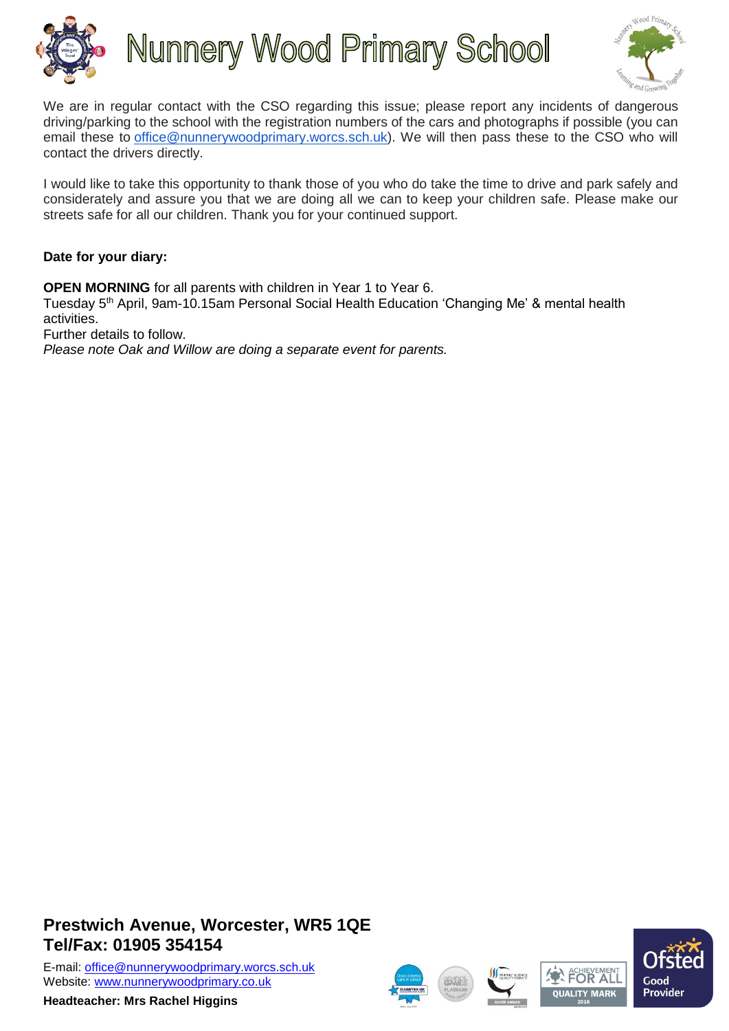We are in regular contact with the CSO regarding this issue; please report any incidents of dangerous driving/parking to the school with the registration numbers of the cars and photographs if possible (you can email these to office@nunnerywoodprimary.worcs.sch.uk). We will then pass these to the CSO who will contact the drivers directly.

I would like to take this opportunity to thank those of you who do take the time to drive and park safely and considerately and assure you that we are doing all we can to keep your children safe. Please make our streets safe for all our children. Thank you for your continued support.

**Date for your diary:**

**OPEN MORNING** for all parents with children in Year 1 to Year 6.
Tuesday 5th April, 9am-10.15am Personal Social Health Education 'Changing Me' & mental health activities.
Further details to follow.
*Please note Oak and Willow are doing a separate event for parents.*